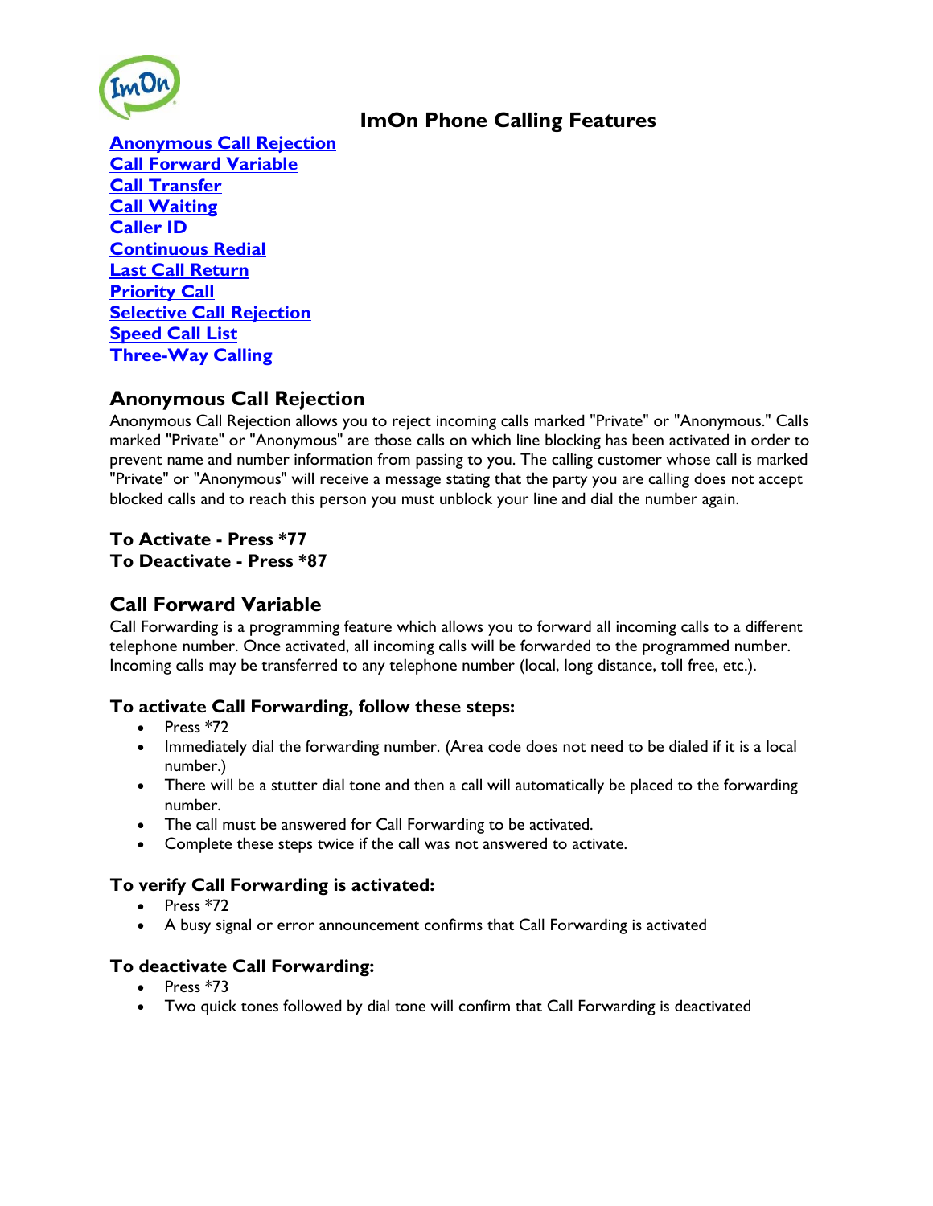# ImOn Phone Calling Features

- Anonymous Call Rejection
- Call Forward Variable
- Call Transfer
- Call Waiting
- Caller ID
- Continuous Redial
- Last Call Return
- Priority Call
- Selective Call Rejection
- Speed Call List
- Three-Way Calling

## Anonymous Call Rejection

Anonymous Call Rejection allows you to reject incoming calls marked "Private" or "Anonymous." Calls marked "Private" or "Anonymous" are those calls on which line blocking has been activated in order to prevent name and number information from passing to you. The calling customer whose call is marked "Private" or "Anonymous" will receive a message stating that the party you are calling does not accept blocked calls and to reach this person you must unblock your line and dial the number again.

**To Activate - Press *77**
**To Deactivate - Press *87**

## Call Forward Variable

Call Forwarding is a programming feature which allows you to forward all incoming calls to a different telephone number. Once activated, all incoming calls will be forwarded to the programmed number. Incoming calls may be transferred to any telephone number (local, long distance, toll free, etc.).

### To activate Call Forwarding, follow these steps:

- Press *72
- Immediately dial the forwarding number. (Area code does not need to be dialed if it is a local number.)
- There will be a stutter dial tone and then a call will automatically be placed to the forwarding number.
- The call must be answered for Call Forwarding to be activated.
- Complete these steps twice if the call was not answered to activate.

### To verify Call Forwarding is activated:

- Press *72
- A busy signal or error announcement confirms that Call Forwarding is activated

### To deactivate Call Forwarding:

- Press *73
- Two quick tones followed by dial tone will confirm that Call Forwarding is deactivated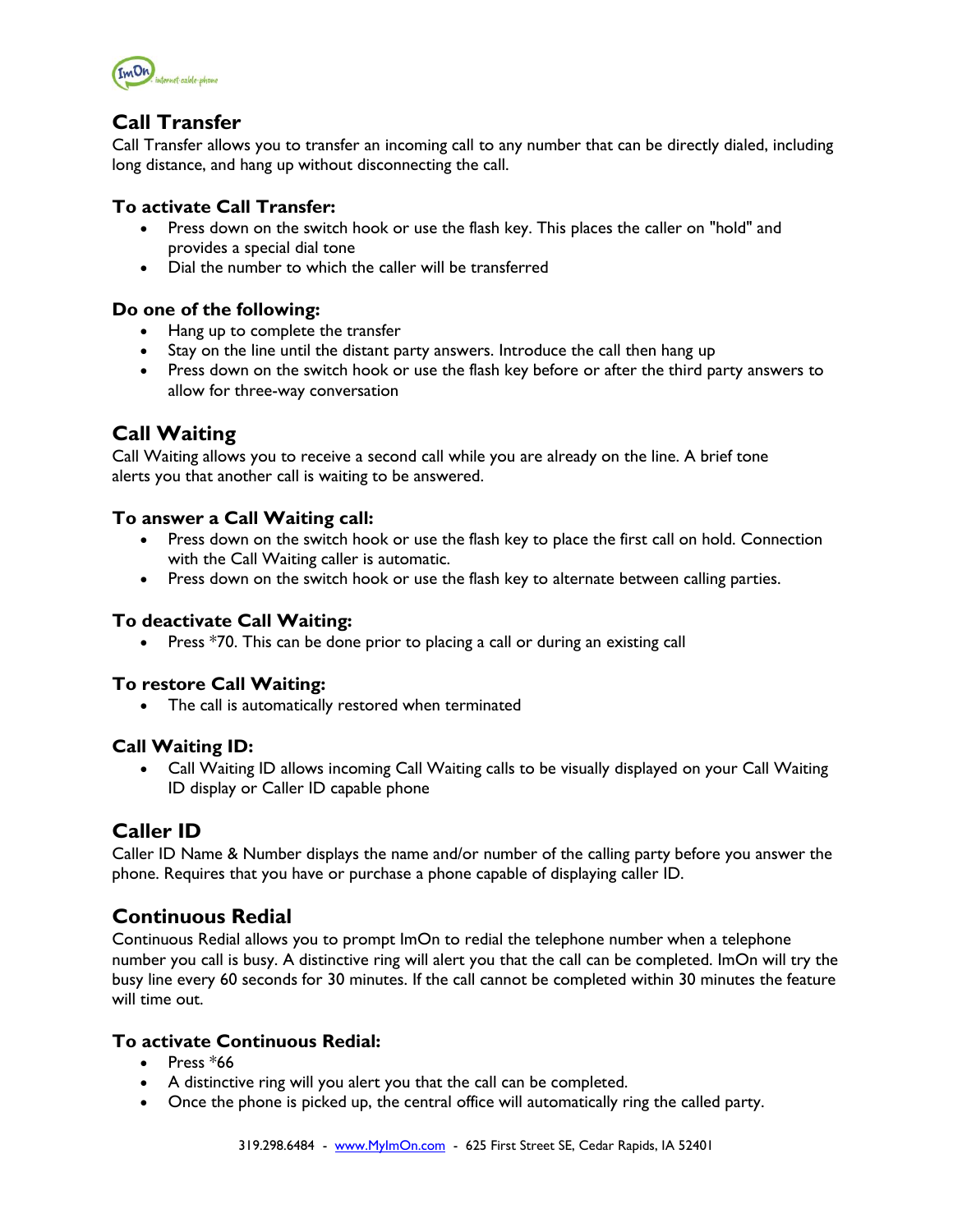## Call Transfer

Call Transfer allows you to transfer an incoming call to any number that can be directly dialed, including long distance, and hang up without disconnecting the call.

### To activate Call Transfer:

- Press down on the switch hook or use the flash key. This places the caller on "hold" and provides a special dial tone
- Dial the number to which the caller will be transferred

### Do one of the following:

- Hang up to complete the transfer
- Stay on the line until the distant party answers. Introduce the call then hang up
- Press down on the switch hook or use the flash key before or after the third party answers to allow for three-way conversation

## Call Waiting

Call Waiting allows you to receive a second call while you are already on the line. A brief tone alerts you that another call is waiting to be answered.

### To answer a Call Waiting call:

- Press down on the switch hook or use the flash key to place the first call on hold. Connection with the Call Waiting caller is automatic.
- Press down on the switch hook or use the flash key to alternate between calling parties.

### To deactivate Call Waiting:

- Press *70. This can be done prior to placing a call or during an existing call

### To restore Call Waiting:

- The call is automatically restored when terminated

### Call Waiting ID:

- Call Waiting ID allows incoming Call Waiting calls to be visually displayed on your Call Waiting ID display or Caller ID capable phone

## Caller ID

Caller ID Name & Number displays the name and/or number of the calling party before you answer the phone. Requires that you have or purchase a phone capable of displaying caller ID.

## Continuous Redial

Continuous Redial allows you to prompt ImOn to redial the telephone number when a telephone number you call is busy. A distinctive ring will alert you that the call can be completed. ImOn will try the busy line every 60 seconds for 30 minutes. If the call cannot be completed within 30 minutes the feature will time out.

### To activate Continuous Redial:

- Press *66
- A distinctive ring will you alert you that the call can be completed.
- Once the phone is picked up, the central office will automatically ring the called party.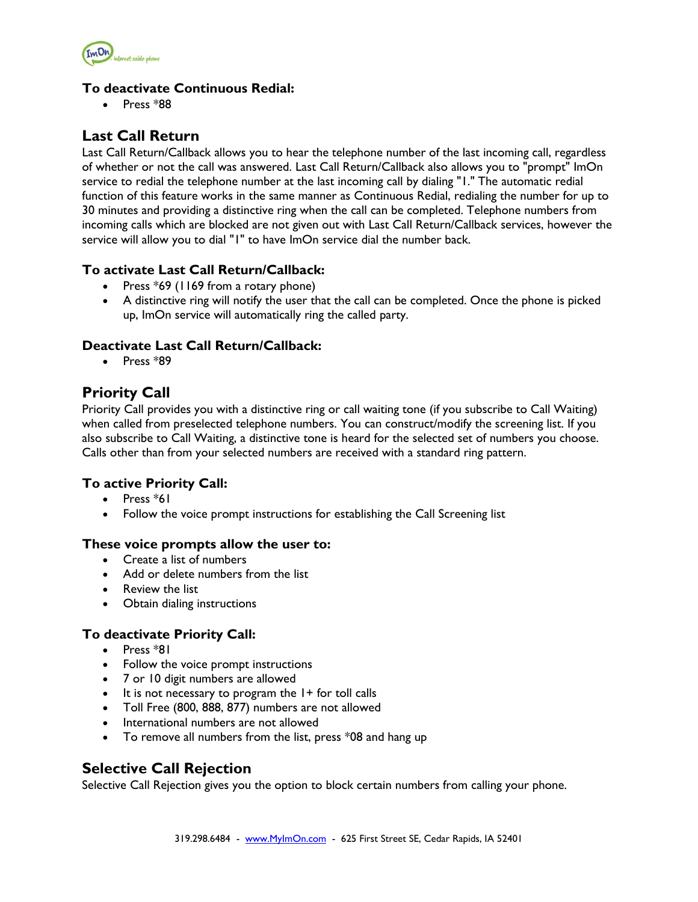### To deactivate Continuous Redial:

- Press *88

## Last Call Return

Last Call Return/Callback allows you to hear the telephone number of the last incoming call, regardless of whether or not the call was answered. Last Call Return/Callback also allows you to "prompt" ImOn service to redial the telephone number at the last incoming call by dialing "1." The automatic redial function of this feature works in the same manner as Continuous Redial, redialing the number for up to 30 minutes and providing a distinctive ring when the call can be completed. Telephone numbers from incoming calls which are blocked are not given out with Last Call Return/Callback services, however the service will allow you to dial "1" to have ImOn service dial the number back.

### To activate Last Call Return/Callback:

- Press *69 (1169 from a rotary phone)
- A distinctive ring will notify the user that the call can be completed. Once the phone is picked up, ImOn service will automatically ring the called party.

### Deactivate Last Call Return/Callback:

- Press *89

## Priority Call

Priority Call provides you with a distinctive ring or call waiting tone (if you subscribe to Call Waiting) when called from preselected telephone numbers. You can construct/modify the screening list. If you also subscribe to Call Waiting, a distinctive tone is heard for the selected set of numbers you choose. Calls other than from your selected numbers are received with a standard ring pattern.

### To active Priority Call:

- Press *61
- Follow the voice prompt instructions for establishing the Call Screening list

### These voice prompts allow the user to:

- Create a list of numbers
- Add or delete numbers from the list
- Review the list
- Obtain dialing instructions

### To deactivate Priority Call:

- Press *81
- Follow the voice prompt instructions
- 7 or 10 digit numbers are allowed
- It is not necessary to program the 1+ for toll calls
- Toll Free (800, 888, 877) numbers are not allowed
- International numbers are not allowed
- To remove all numbers from the list, press *08 and hang up

## Selective Call Rejection

Selective Call Rejection gives you the option to block certain numbers from calling your phone.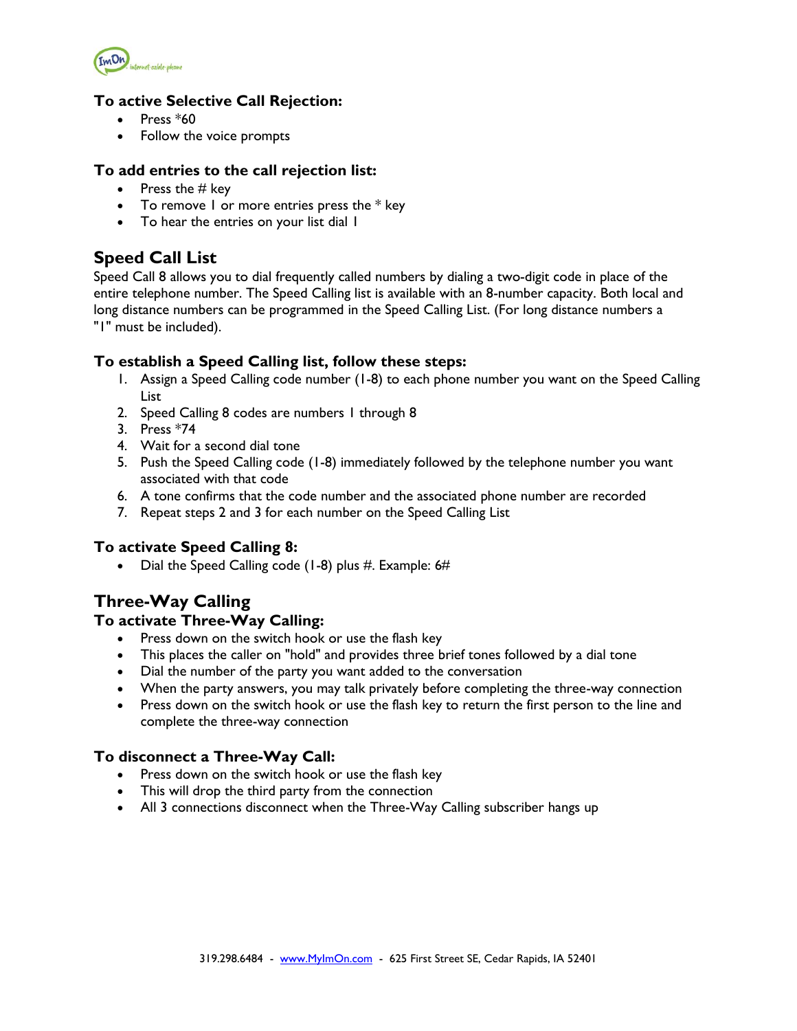### To active Selective Call Rejection:

- Press *60
- Follow the voice prompts

### To add entries to the call rejection list:

- Press the # key
- To remove 1 or more entries press the * key
- To hear the entries on your list dial 1

## Speed Call List

Speed Call 8 allows you to dial frequently called numbers by dialing a two-digit code in place of the entire telephone number. The Speed Calling list is available with an 8-number capacity. Both local and long distance numbers can be programmed in the Speed Calling List. (For long distance numbers a "1" must be included).

### To establish a Speed Calling list, follow these steps:

1. Assign a Speed Calling code number (1-8) to each phone number you want on the Speed Calling List
2. Speed Calling 8 codes are numbers 1 through 8
3. Press *74
4. Wait for a second dial tone
5. Push the Speed Calling code (1-8) immediately followed by the telephone number you want associated with that code
6. A tone confirms that the code number and the associated phone number are recorded
7. Repeat steps 2 and 3 for each number on the Speed Calling List

### To activate Speed Calling 8:

- Dial the Speed Calling code (1-8) plus #. Example: 6#

## Three-Way Calling

### To activate Three-Way Calling:

- Press down on the switch hook or use the flash key
- This places the caller on "hold" and provides three brief tones followed by a dial tone
- Dial the number of the party you want added to the conversation
- When the party answers, you may talk privately before completing the three-way connection
- Press down on the switch hook or use the flash key to return the first person to the line and complete the three-way connection

### To disconnect a Three-Way Call:

- Press down on the switch hook or use the flash key
- This will drop the third party from the connection
- All 3 connections disconnect when the Three-Way Calling subscriber hangs up